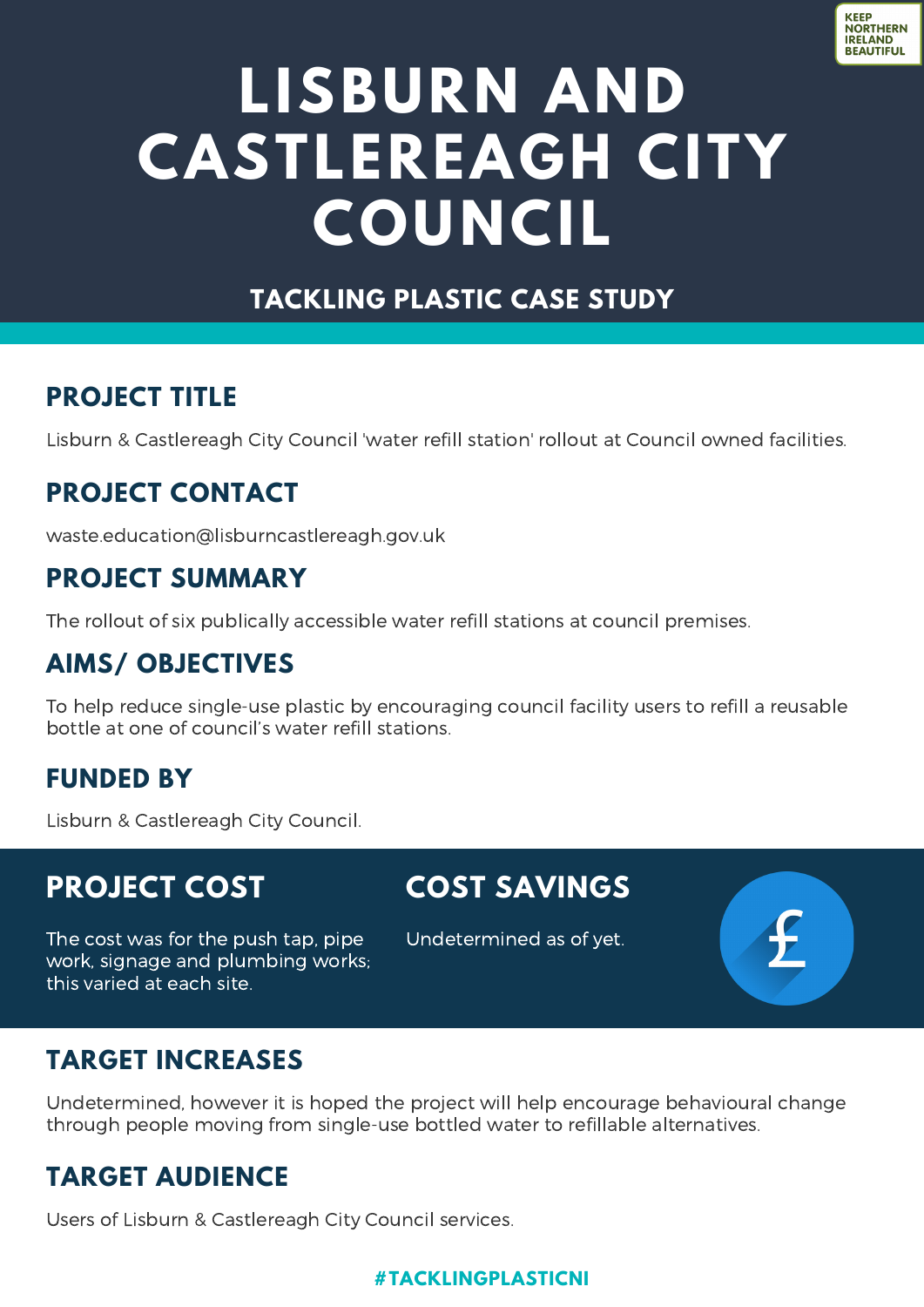KEEP NORTHERN IRELAND BEAUTIFUL

# LISBURN AND CASTLEREAGH CITY COUNCIL

## TACKLING PLASTIC CASE STUDY

### PROJECT TITLE

Lisburn & Castlereagh City Council 'water refill station' rollout at Council owned facilities.

### PROJECT CONTACT

waste.education@lisburncastlereagh.gov.uk

### PROJECT SUMMARY

The rollout of six publically accessible water refill stations at council premises.

### AIMS/ OBJECTIVES

To help reduce single-use plastic by encouraging council facility users to refill a reusable bottle at one of council's water refill stations.

### FUNDED BY

Lisburn & Castlereagh City Council.

### PROJECT COST

The cost was for the push tap, pipe work, signage and plumbing works; this varied at each site.

### COST SAVINGS

Undetermined as of yet.

### TARGET INCREASES

Undetermined, however it is hoped the project will help encourage behavioural change through people moving from single-use bottled water to refillable alternatives.

### TARGET AUDIENCE

Users of Lisburn & Castlereagh City Council services.

#TACKLINGPLASTICNI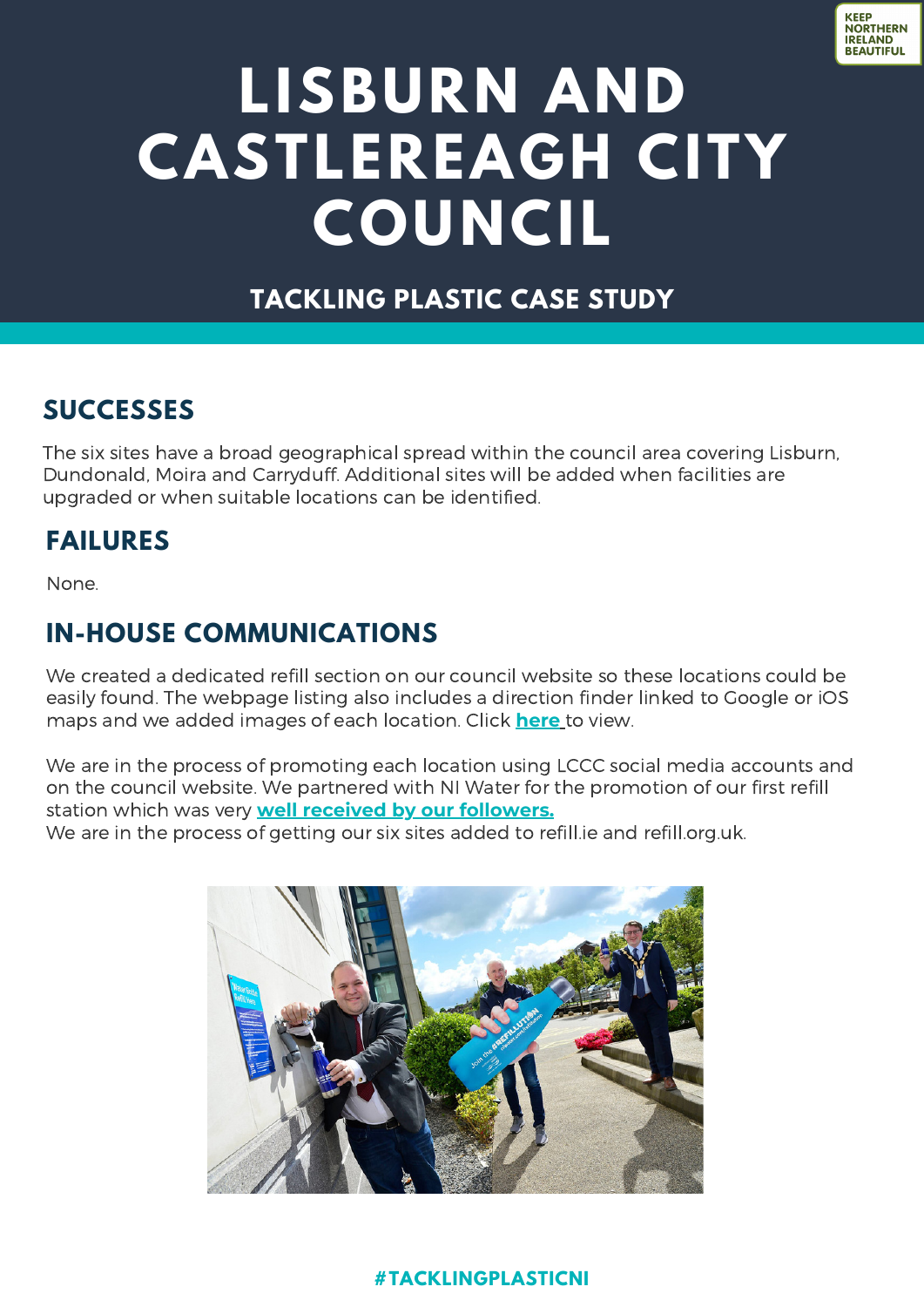KEEP NORTHERN IRELAND BEAUTIFUL

# LISBURN AND CASTLEREAGH CITY COUNCIL

## TACKLING PLASTIC CASE STUDY

## SUCCESSES

The six sites have a broad geographical spread within the council area covering Lisburn, Dundonald, Moira and Carryduff. Additional sites will be added when facilities are upgraded or when suitable locations can be identified.

## FAILURES

None.

## IN-HOUSE COMMUNICATIONS

We created a dedicated refill section on our council website so these locations could be easily found. The webpage listing also includes a direction finder linked to Google or iOS maps and we added images of each location. Click **here** to view.

We are in the process of promoting each location using LCCC social media accounts and on the council website. We partnered with NI Water for the promotion of our first refill station which was very **well received by our followers.**
We are in the process of getting our six sites added to refill.ie and refill.org.uk.

**#TACKLINGPLASTICNI**